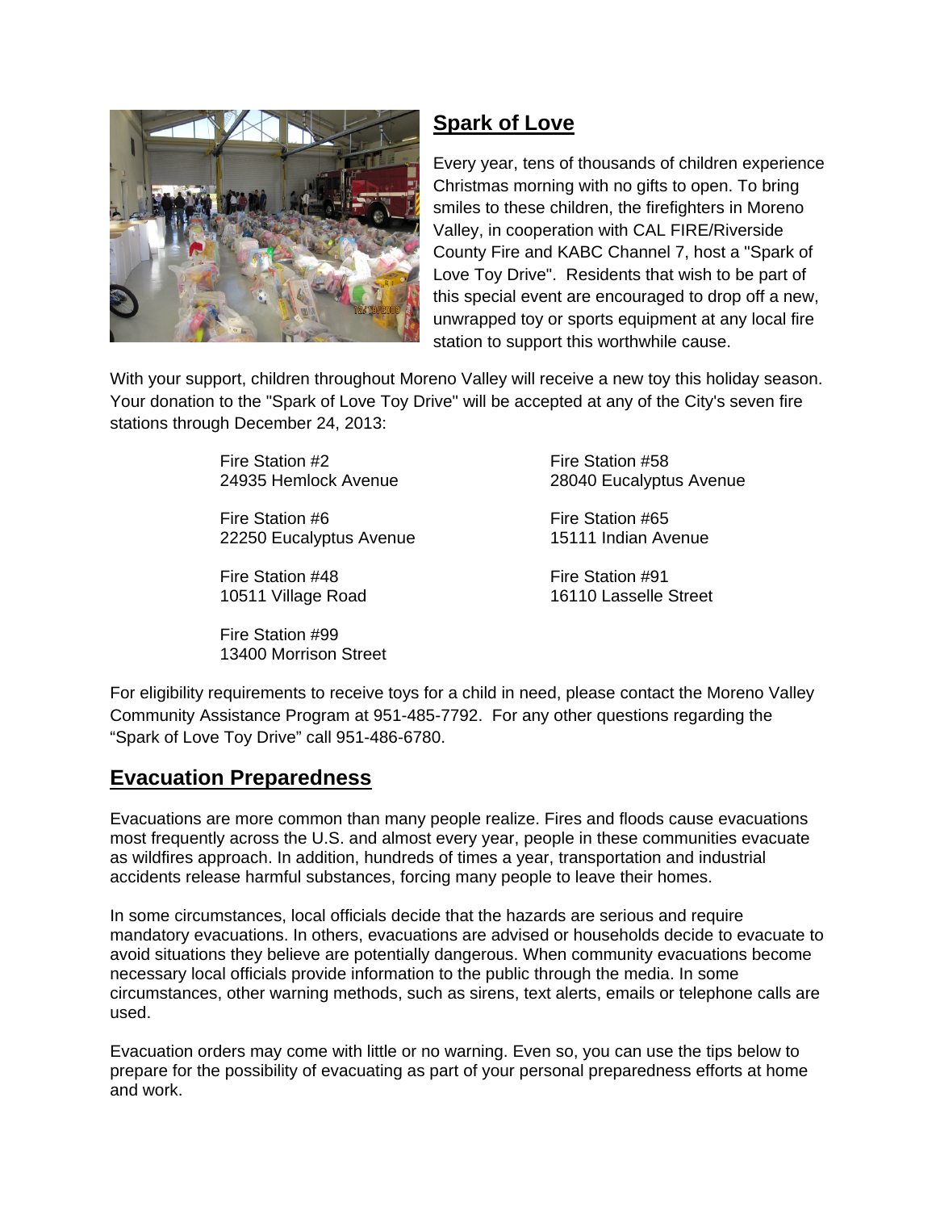## Spark of Love

Every year, tens of thousands of children experience Christmas morning with no gifts to open. To bring smiles to these children, the firefighters in Moreno Valley, in cooperation with CAL FIRE/Riverside County Fire and KABC Channel 7, host a "Spark of Love Toy Drive". Residents that wish to be part of this special event are encouraged to drop off a new, unwrapped toy or sports equipment at any local fire station to support this worthwhile cause.

With your support, children throughout Moreno Valley will receive a new toy this holiday season. Your donation to the "Spark of Love Toy Drive" will be accepted at any of the City's seven fire stations through December 24, 2013:

Fire Station #2
24935 Hemlock Avenue

Fire Station #6
22250 Eucalyptus Avenue

Fire Station #48
10511 Village Road

Fire Station #99
13400 Morrison Street

Fire Station #58
28040 Eucalyptus Avenue

Fire Station #65
15111 Indian Avenue

Fire Station #91
16110 Lasselle Street

For eligibility requirements to receive toys for a child in need, please contact the Moreno Valley Community Assistance Program at 951-485-7792. For any other questions regarding the "Spark of Love Toy Drive" call 951-486-6780.

## Evacuation Preparedness

Evacuations are more common than many people realize. Fires and floods cause evacuations most frequently across the U.S. and almost every year, people in these communities evacuate as wildfires approach. In addition, hundreds of times a year, transportation and industrial accidents release harmful substances, forcing many people to leave their homes.

In some circumstances, local officials decide that the hazards are serious and require mandatory evacuations. In others, evacuations are advised or households decide to evacuate to avoid situations they believe are potentially dangerous. When community evacuations become necessary local officials provide information to the public through the media. In some circumstances, other warning methods, such as sirens, text alerts, emails or telephone calls are used.

Evacuation orders may come with little or no warning. Even so, you can use the tips below to prepare for the possibility of evacuating as part of your personal preparedness efforts at home and work.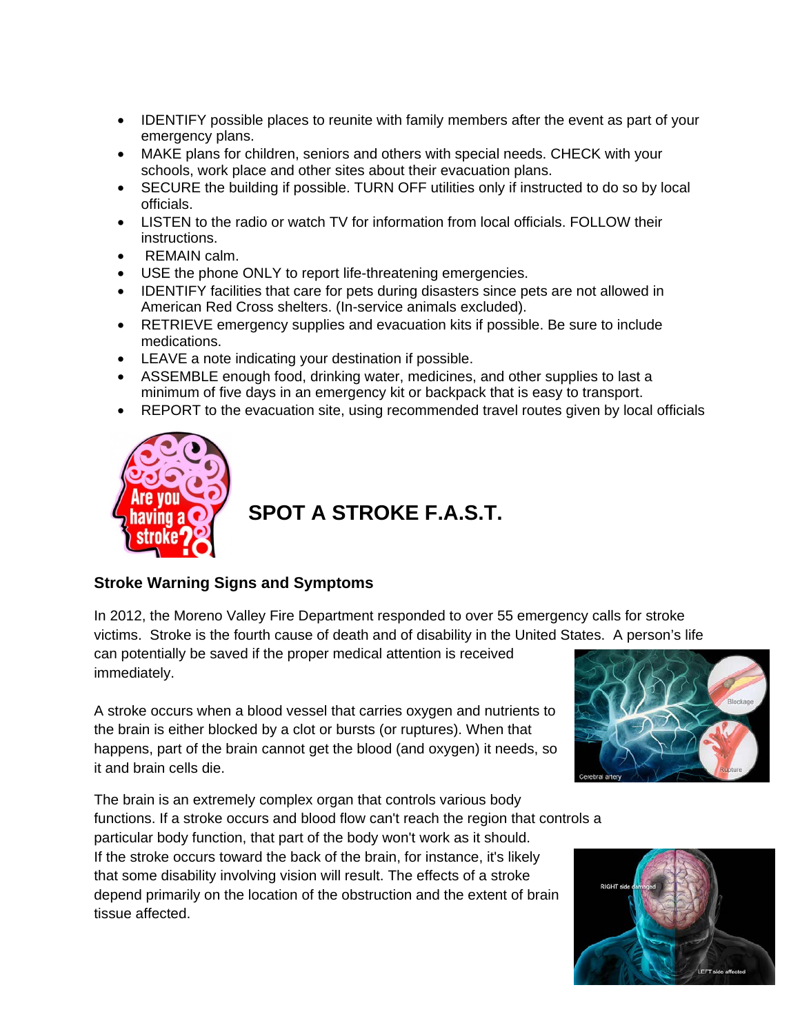- IDENTIFY possible places to reunite with family members after the event as part of your emergency plans.
- MAKE plans for children, seniors and others with special needs. CHECK with your schools, work place and other sites about their evacuation plans.
- SECURE the building if possible. TURN OFF utilities only if instructed to do so by local officials.
- LISTEN to the radio or watch TV for information from local officials. FOLLOW their instructions.
- REMAIN calm.
- USE the phone ONLY to report life-threatening emergencies.
- IDENTIFY facilities that care for pets during disasters since pets are not allowed in American Red Cross shelters. (In-service animals excluded).
- RETRIEVE emergency supplies and evacuation kits if possible. Be sure to include medications.
- LEAVE a note indicating your destination if possible.
- ASSEMBLE enough food, drinking water, medicines, and other supplies to last a minimum of five days in an emergency kit or backpack that is easy to transport.
- REPORT to the evacuation site, using recommended travel routes given by local officials

## SPOT A STROKE F.A.S.T.

### Stroke Warning Signs and Symptoms

In 2012, the Moreno Valley Fire Department responded to over 55 emergency calls for stroke victims. Stroke is the fourth cause of death and of disability in the United States. A person's life can potentially be saved if the proper medical attention is received immediately.

A stroke occurs when a blood vessel that carries oxygen and nutrients to the brain is either blocked by a clot or bursts (or ruptures). When that happens, part of the brain cannot get the blood (and oxygen) it needs, so it and brain cells die.

The brain is an extremely complex organ that controls various body functions. If a stroke occurs and blood flow can't reach the region that controls a particular body function, that part of the body won't work as it should. If the stroke occurs toward the back of the brain, for instance, it's likely that some disability involving vision will result. The effects of a stroke depend primarily on the location of the obstruction and the extent of brain tissue affected.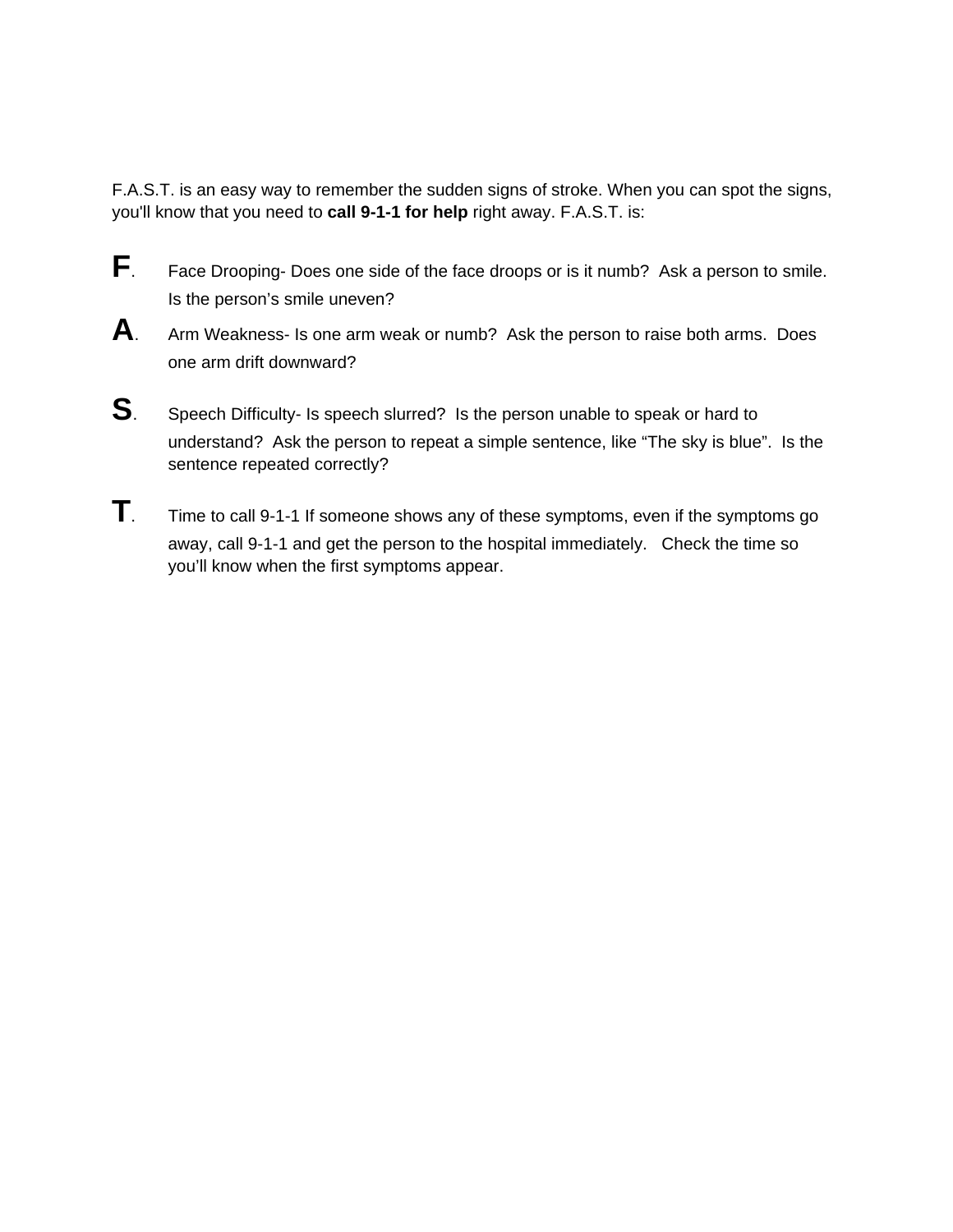F.A.S.T. is an easy way to remember the sudden signs of stroke. When you can spot the signs, you'll know that you need to **call 9-1-1 for help** right away. F.A.S.T. is:

**F**. Face Drooping- Does one side of the face droops or is it numb? Ask a person to smile. Is the person's smile uneven?

**A**. Arm Weakness- Is one arm weak or numb? Ask the person to raise both arms. Does one arm drift downward?

**S**. Speech Difficulty- Is speech slurred? Is the person unable to speak or hard to understand? Ask the person to repeat a simple sentence, like "The sky is blue". Is the sentence repeated correctly?

**T**. Time to call 9-1-1 If someone shows any of these symptoms, even if the symptoms go away, call 9-1-1 and get the person to the hospital immediately. Check the time so you'll know when the first symptoms appear.